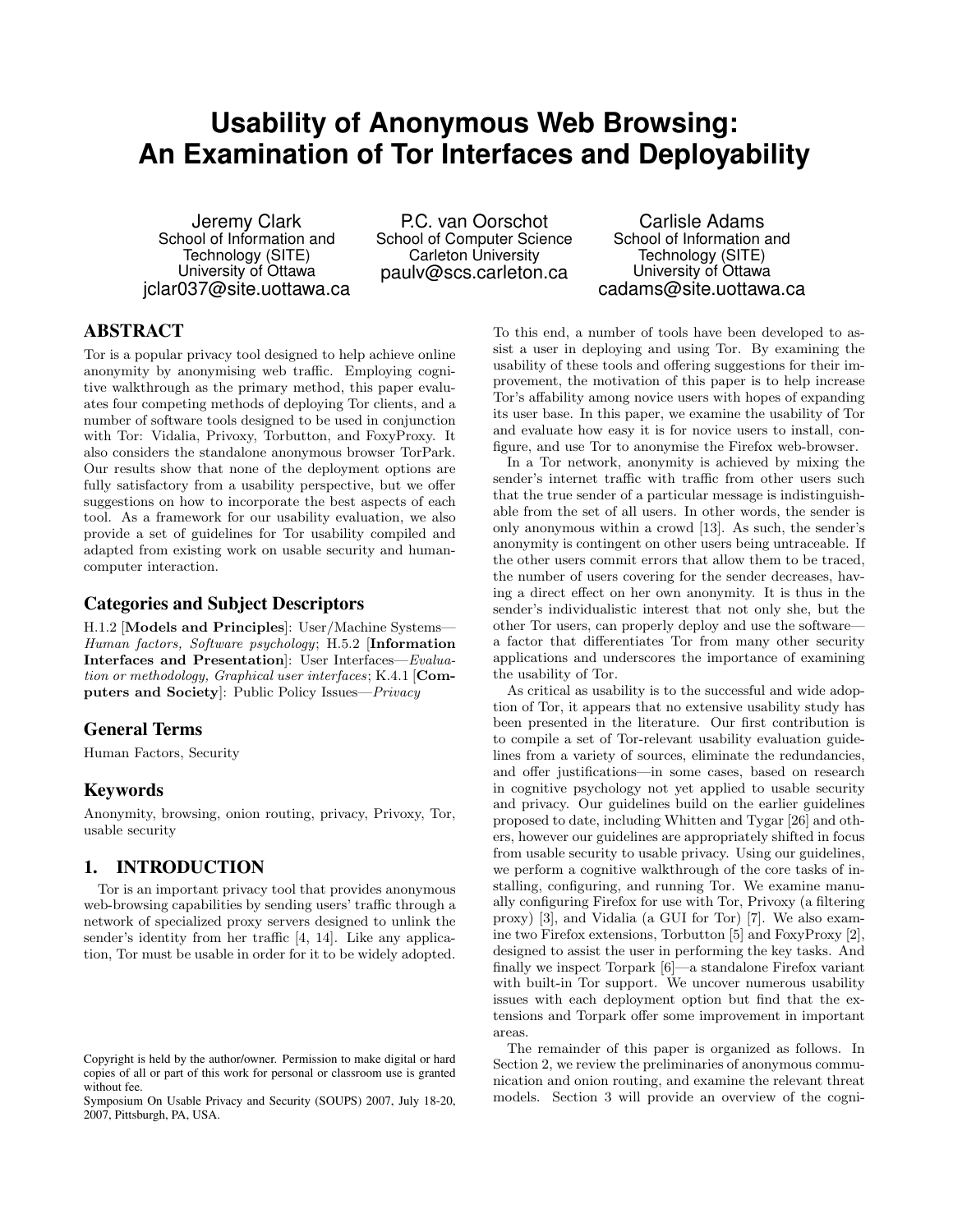# Usability of Anonymous Web Browsing: An Examination of Tor Interfaces and Deployability

Jeremy Clark
School of Information and Technology (SITE)
University of Ottawa
jclar037@site.uottawa.ca

P.C. van Oorschot
School of Computer Science
Carleton University
paulv@scs.carleton.ca

Carlisle Adams
School of Information and Technology (SITE)
University of Ottawa
cadams@site.uottawa.ca

## ABSTRACT

Tor is a popular privacy tool designed to help achieve online anonymity by anonymising web traffic. Employing cognitive walkthrough as the primary method, this paper evaluates four competing methods of deploying Tor clients, and a number of software tools designed to be used in conjunction with Tor: Vidalia, Privoxy, Torbutton, and FoxyProxy. It also considers the standalone anonymous browser TorPark. Our results show that none of the deployment options are fully satisfactory from a usability perspective, but we offer suggestions on how to incorporate the best aspects of each tool. As a framework for our usability evaluation, we also provide a set of guidelines for Tor usability compiled and adapted from existing work on usable security and human-computer interaction.

### Categories and Subject Descriptors

H.1.2 [**Models and Principles**]: User/Machine Systems—*Human factors, Software psychology*; H.5.2 [**Information Interfaces and Presentation**]: User Interfaces—*Evaluation or methodology, Graphical user interfaces*; K.4.1 [**Computers and Society**]: Public Policy Issues—*Privacy*

### General Terms

Human Factors, Security

### Keywords

Anonymity, browsing, onion routing, privacy, Privoxy, Tor, usable security

## 1. INTRODUCTION

Tor is an important privacy tool that provides anonymous web-browsing capabilities by sending users' traffic through a network of specialized proxy servers designed to unlink the sender's identity from her traffic [4, 14]. Like any application, Tor must be usable in order for it to be widely adopted. To this end, a number of tools have been developed to assist a user in deploying and using Tor. By examining the usability of these tools and offering suggestions for their improvement, the motivation of this paper is to help increase Tor's affability among novice users with hopes of expanding its user base. In this paper, we examine the usability of Tor and evaluate how easy it is for novice users to install, configure, and use Tor to anonymise the Firefox web-browser.

In a Tor network, anonymity is achieved by mixing the sender's internet traffic with traffic from other users such that the true sender of a particular message is indistinguishable from the set of all users. In other words, the sender is only anonymous within a crowd [13]. As such, the sender's anonymity is contingent on other users being untraceable. If the other users commit errors that allow them to be traced, the number of users covering for the sender decreases, having a direct effect on her own anonymity. It is thus in the sender's individualistic interest that not only she, but the other Tor users, can properly deploy and use the software—a factor that differentiates Tor from many other security applications and underscores the importance of examining the usability of Tor.

As critical as usability is to the successful and wide adoption of Tor, it appears that no extensive usability study has been presented in the literature. Our first contribution is to compile a set of Tor-relevant usability evaluation guidelines from a variety of sources, eliminate the redundancies, and offer justifications—in some cases, based on research in cognitive psychology not yet applied to usable security and privacy. Our guidelines build on the earlier guidelines proposed to date, including Whitten and Tygar [26] and others, however our guidelines are appropriately shifted in focus from usable security to usable privacy. Using our guidelines, we perform a cognitive walkthrough of the core tasks of installing, configuring, and running Tor. We examine manually configuring Firefox for use with Tor, Privoxy (a filtering proxy) [3], and Vidalia (a GUI for Tor) [7]. We also examine two Firefox extensions, Torbutton [5] and FoxyProxy [2], designed to assist the user in performing the key tasks. And finally we inspect Torpark [6]—a standalone Firefox variant with built-in Tor support. We uncover numerous usability issues with each deployment option but find that the extensions and Torpark offer some improvement in important areas.

The remainder of this paper is organized as follows. In Section 2, we review the preliminaries of anonymous communication and onion routing, and examine the relevant threat models. Section 3 will provide an overview of the cogni-

Copyright is held by the author/owner. Permission to make digital or hard copies of all or part of this work for personal or classroom use is granted without fee.
Symposium On Usable Privacy and Security (SOUPS) 2007, July 18-20, 2007, Pittsburgh, PA, USA.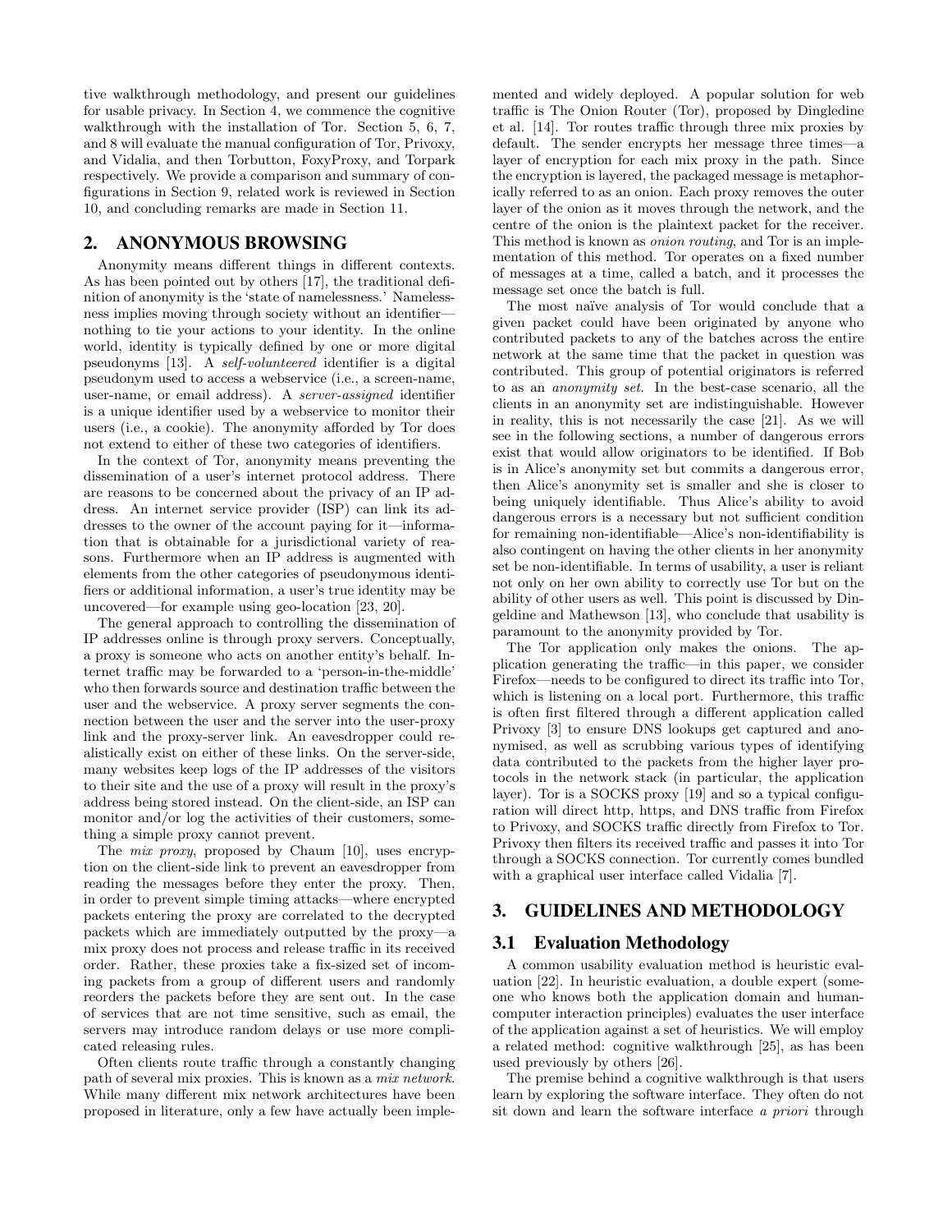tive walkthrough methodology, and present our guidelines for usable privacy. In Section 4, we commence the cognitive walkthrough with the installation of Tor. Section 5, 6, 7, and 8 will evaluate the manual configuration of Tor, Privoxy, and Vidalia, and then Torbutton, FoxyProxy, and Torpark respectively. We provide a comparison and summary of configurations in Section 9, related work is reviewed in Section 10, and concluding remarks are made in Section 11.

## 2. ANONYMOUS BROWSING

Anonymity means different things in different contexts. As has been pointed out by others [17], the traditional definition of anonymity is the 'state of namelessness.' Namelessness implies moving through society without an identifier—nothing to tie your actions to your identity. In the online world, identity is typically defined by one or more digital pseudonyms [13]. A *self-volunteered* identifier is a digital pseudonym used to access a webservice (i.e., a screen-name, user-name, or email address). A *server-assigned* identifier is a unique identifier used by a webservice to monitor their users (i.e., a cookie). The anonymity afforded by Tor does not extend to either of these two categories of identifiers.

In the context of Tor, anonymity means preventing the dissemination of a user's internet protocol address. There are reasons to be concerned about the privacy of an IP address. An internet service provider (ISP) can link its addresses to the owner of the account paying for it—information that is obtainable for a jurisdictional variety of reasons. Furthermore when an IP address is augmented with elements from the other categories of pseudonymous identifiers or additional information, a user's true identity may be uncovered—for example using geo-location [23, 20].

The general approach to controlling the dissemination of IP addresses online is through proxy servers. Conceptually, a proxy is someone who acts on another entity's behalf. Internet traffic may be forwarded to a 'person-in-the-middle' who then forwards source and destination traffic between the user and the webservice. A proxy server segments the connection between the user and the server into the user-proxy link and the proxy-server link. An eavesdropper could realistically exist on either of these links. On the server-side, many websites keep logs of the IP addresses of the visitors to their site and the use of a proxy will result in the proxy's address being stored instead. On the client-side, an ISP can monitor and/or log the activities of their customers, something a simple proxy cannot prevent.

The *mix proxy*, proposed by Chaum [10], uses encryption on the client-side link to prevent an eavesdropper from reading the messages before they enter the proxy. Then, in order to prevent simple timing attacks—where encrypted packets entering the proxy are correlated to the decrypted packets which are immediately outputted by the proxy—a mix proxy does not process and release traffic in its received order. Rather, these proxies take a fix-sized set of incoming packets from a group of different users and randomly reorders the packets before they are sent out. In the case of services that are not time sensitive, such as email, the servers may introduce random delays or use more complicated releasing rules.

Often clients route traffic through a constantly changing path of several mix proxies. This is known as a *mix network*. While many different mix network architectures have been proposed in literature, only a few have actually been implemented and widely deployed. A popular solution for web traffic is The Onion Router (Tor), proposed by Dingledine et al. [14]. Tor routes traffic through three mix proxies by default. The sender encrypts her message three times—a layer of encryption for each mix proxy in the path. Since the encryption is layered, the packaged message is metaphorically referred to as an onion. Each proxy removes the outer layer of the onion as it moves through the network, and the centre of the onion is the plaintext packet for the receiver. This method is known as *onion routing*, and Tor is an implementation of this method. Tor operates on a fixed number of messages at a time, called a batch, and it processes the message set once the batch is full.

The most naïve analysis of Tor would conclude that a given packet could have been originated by anyone who contributed packets to any of the batches across the entire network at the same time that the packet in question was contributed. This group of potential originators is referred to as an *anonymity set*. In the best-case scenario, all the clients in an anonymity set are indistinguishable. However in reality, this is not necessarily the case [21]. As we will see in the following sections, a number of dangerous errors exist that would allow originators to be identified. If Bob is in Alice's anonymity set but commits a dangerous error, then Alice's anonymity set is smaller and she is closer to being uniquely identifiable. Thus Alice's ability to avoid dangerous errors is a necessary but not sufficient condition for remaining non-identifiable—Alice's non-identifiability is also contingent on having the other clients in her anonymity set be non-identifiable. In terms of usability, a user is reliant not only on her own ability to correctly use Tor but on the ability of other users as well. This point is discussed by Dingeldine and Mathewson [13], who conclude that usability is paramount to the anonymity provided by Tor.

The Tor application only makes the onions. The application generating the traffic—in this paper, we consider Firefox—needs to be configured to direct its traffic into Tor, which is listening on a local port. Furthermore, this traffic is often first filtered through a different application called Privoxy [3] to ensure DNS lookups get captured and anonymised, as well as scrubbing various types of identifying data contributed to the packets from the higher layer protocols in the network stack (in particular, the application layer). Tor is a SOCKS proxy [19] and so a typical configuration will direct http, https, and DNS traffic from Firefox to Privoxy, and SOCKS traffic directly from Firefox to Tor. Privoxy then filters its received traffic and passes it into Tor through a SOCKS connection. Tor currently comes bundled with a graphical user interface called Vidalia [7].

## 3. GUIDELINES AND METHODOLOGY

### 3.1 Evaluation Methodology

A common usability evaluation method is heuristic evaluation [22]. In heuristic evaluation, a double expert (someone who knows both the application domain and human-computer interaction principles) evaluates the user interface of the application against a set of heuristics. We will employ a related method: cognitive walkthrough [25], as has been used previously by others [26].

The premise behind a cognitive walkthrough is that users learn by exploring the software interface. They often do not sit down and learn the software interface *a priori* through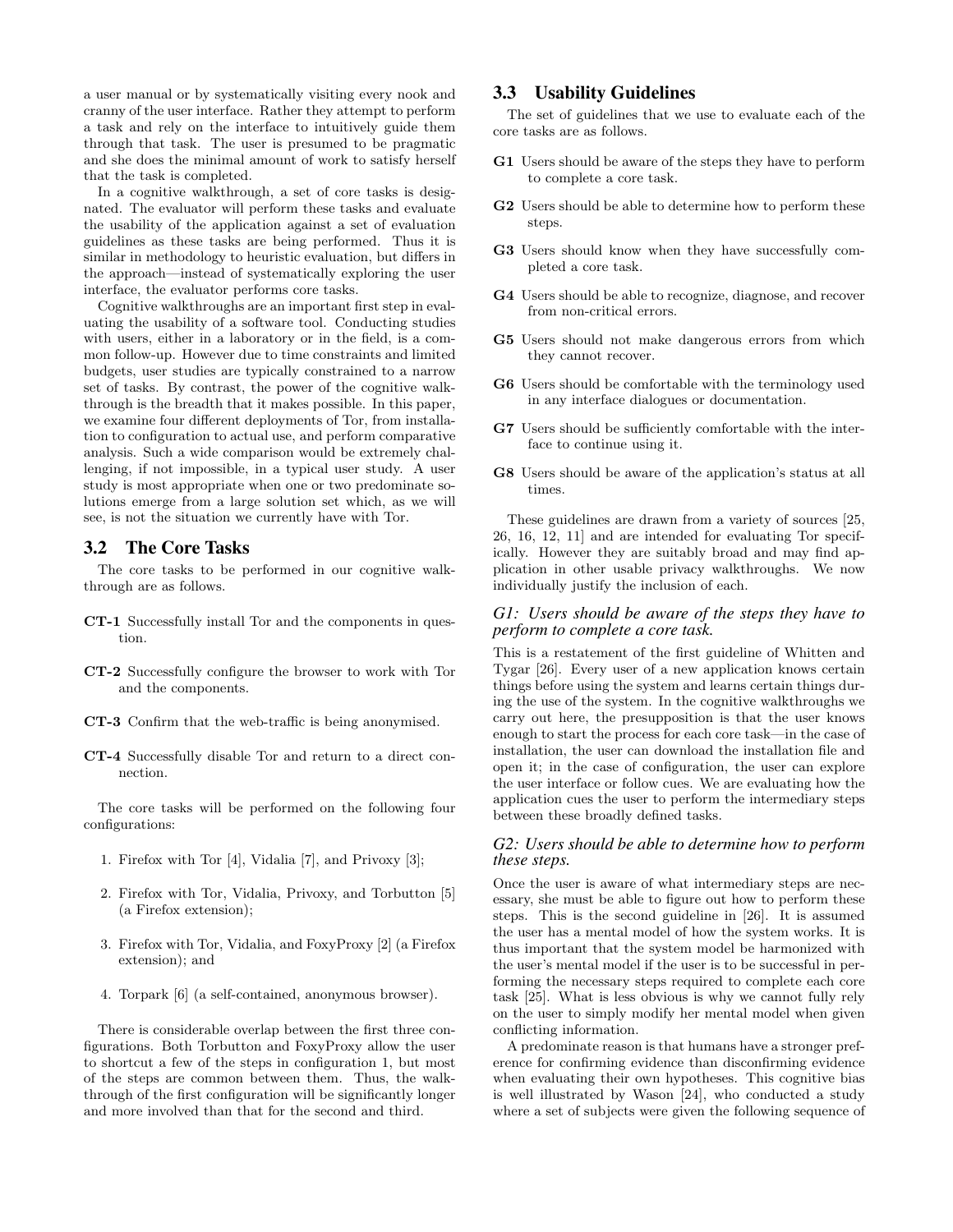a user manual or by systematically visiting every nook and cranny of the user interface. Rather they attempt to perform a task and rely on the interface to intuitively guide them through that task. The user is presumed to be pragmatic and she does the minimal amount of work to satisfy herself that the task is completed.

In a cognitive walkthrough, a set of core tasks is designated. The evaluator will perform these tasks and evaluate the usability of the application against a set of evaluation guidelines as these tasks are being performed. Thus it is similar in methodology to heuristic evaluation, but differs in the approach—instead of systematically exploring the user interface, the evaluator performs core tasks.

Cognitive walkthroughs are an important first step in evaluating the usability of a software tool. Conducting studies with users, either in a laboratory or in the field, is a common follow-up. However due to time constraints and limited budgets, user studies are typically constrained to a narrow set of tasks. By contrast, the power of the cognitive walkthrough is the breadth that it makes possible. In this paper, we examine four different deployments of Tor, from installation to configuration to actual use, and perform comparative analysis. Such a wide comparison would be extremely challenging, if not impossible, in a typical user study. A user study is most appropriate when one or two predominate solutions emerge from a large solution set which, as we will see, is not the situation we currently have with Tor.

## 3.2 The Core Tasks

The core tasks to be performed in our cognitive walkthrough are as follows.

**CT-1** Successfully install Tor and the components in question.

**CT-2** Successfully configure the browser to work with Tor and the components.

**CT-3** Confirm that the web-traffic is being anonymised.

**CT-4** Successfully disable Tor and return to a direct connection.

The core tasks will be performed on the following four configurations:

1. Firefox with Tor [4], Vidalia [7], and Privoxy [3];
2. Firefox with Tor, Vidalia, Privoxy, and Torbutton [5] (a Firefox extension);
3. Firefox with Tor, Vidalia, and FoxyProxy [2] (a Firefox extension); and
4. Torpark [6] (a self-contained, anonymous browser).

There is considerable overlap between the first three configurations. Both Torbutton and FoxyProxy allow the user to shortcut a few of the steps in configuration 1, but most of the steps are common between them. Thus, the walkthrough of the first configuration will be significantly longer and more involved than that for the second and third.

## 3.3 Usability Guidelines

The set of guidelines that we use to evaluate each of the core tasks are as follows.

**G1** Users should be aware of the steps they have to perform to complete a core task.

**G2** Users should be able to determine how to perform these steps.

**G3** Users should know when they have successfully completed a core task.

**G4** Users should be able to recognize, diagnose, and recover from non-critical errors.

**G5** Users should not make dangerous errors from which they cannot recover.

**G6** Users should be comfortable with the terminology used in any interface dialogues or documentation.

**G7** Users should be sufficiently comfortable with the interface to continue using it.

**G8** Users should be aware of the application's status at all times.

These guidelines are drawn from a variety of sources [25, 26, 16, 12, 11] and are intended for evaluating Tor specifically. However they are suitably broad and may find application in other usable privacy walkthroughs. We now individually justify the inclusion of each.

### *G1: Users should be aware of the steps they have to perform to complete a core task.*

This is a restatement of the first guideline of Whitten and Tygar [26]. Every user of a new application knows certain things before using the system and learns certain things during the use of the system. In the cognitive walkthroughs we carry out here, the presupposition is that the user knows enough to start the process for each core task—in the case of installation, the user can download the installation file and open it; in the case of configuration, the user can explore the user interface or follow cues. We are evaluating how the application cues the user to perform the intermediary steps between these broadly defined tasks.

### *G2: Users should be able to determine how to perform these steps.*

Once the user is aware of what intermediary steps are necessary, she must be able to figure out how to perform these steps. This is the second guideline in [26]. It is assumed the user has a mental model of how the system works. It is thus important that the system model be harmonized with the user's mental model if the user is to be successful in performing the necessary steps required to complete each core task [25]. What is less obvious is why we cannot fully rely on the user to simply modify her mental model when given conflicting information.

A predominate reason is that humans have a stronger preference for confirming evidence than disconfirming evidence when evaluating their own hypotheses. This cognitive bias is well illustrated by Wason [24], who conducted a study where a set of subjects were given the following sequence of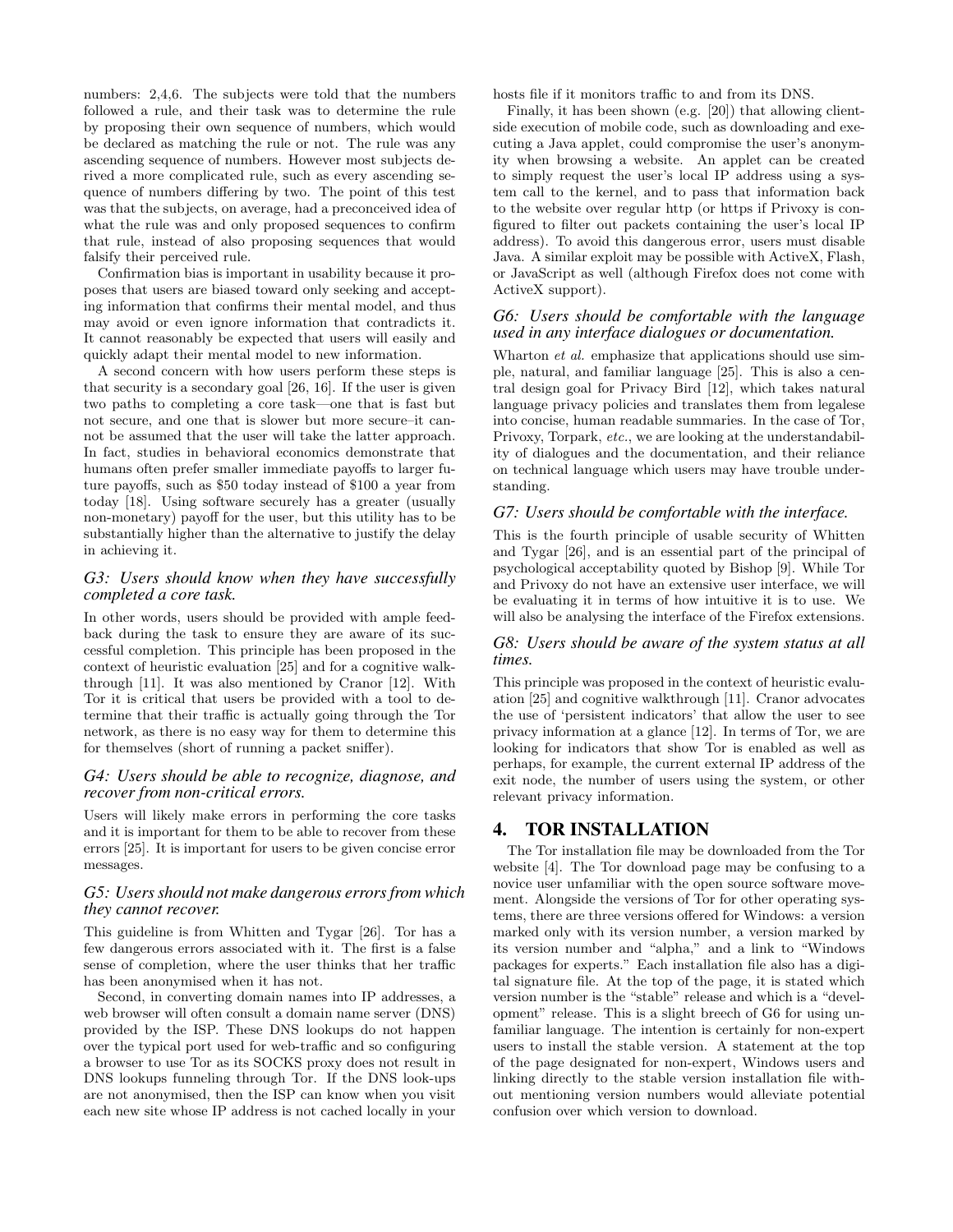numbers: 2,4,6. The subjects were told that the numbers followed a rule, and their task was to determine the rule by proposing their own sequence of numbers, which would be declared as matching the rule or not. The rule was any ascending sequence of numbers. However most subjects derived a more complicated rule, such as every ascending sequence of numbers differing by two. The point of this test was that the subjects, on average, had a preconceived idea of what the rule was and only proposed sequences to confirm that rule, instead of also proposing sequences that would falsify their perceived rule.

Confirmation bias is important in usability because it proposes that users are biased toward only seeking and accepting information that confirms their mental model, and thus may avoid or even ignore information that contradicts it. It cannot reasonably be expected that users will easily and quickly adapt their mental model to new information.

A second concern with how users perform these steps is that security is a secondary goal [26, 16]. If the user is given two paths to completing a core task—one that is fast but not secure, and one that is slower but more secure–it cannot be assumed that the user will take the latter approach. In fact, studies in behavioral economics demonstrate that humans often prefer smaller immediate payoffs to larger future payoffs, such as \$50 today instead of \$100 a year from today [18]. Using software securely has a greater (usually non-monetary) payoff for the user, but this utility has to be substantially higher than the alternative to justify the delay in achieving it.

### *G3: Users should know when they have successfully completed a core task.*

In other words, users should be provided with ample feedback during the task to ensure they are aware of its successful completion. This principle has been proposed in the context of heuristic evaluation [25] and for a cognitive walkthrough [11]. It was also mentioned by Cranor [12]. With Tor it is critical that users be provided with a tool to determine that their traffic is actually going through the Tor network, as there is no easy way for them to determine this for themselves (short of running a packet sniffer).

### *G4: Users should be able to recognize, diagnose, and recover from non-critical errors.*

Users will likely make errors in performing the core tasks and it is important for them to be able to recover from these errors [25]. It is important for users to be given concise error messages.

### *G5: Users should not make dangerous errors from which they cannot recover.*

This guideline is from Whitten and Tygar [26]. Tor has a few dangerous errors associated with it. The first is a false sense of completion, where the user thinks that her traffic has been anonymised when it has not.

Second, in converting domain names into IP addresses, a web browser will often consult a domain name server (DNS) provided by the ISP. These DNS lookups do not happen over the typical port used for web-traffic and so configuring a browser to use Tor as its SOCKS proxy does not result in DNS lookups funneling through Tor. If the DNS look-ups are not anonymised, then the ISP can know when you visit each new site whose IP address is not cached locally in your hosts file if it monitors traffic to and from its DNS.

Finally, it has been shown (e.g. [20]) that allowing client-side execution of mobile code, such as downloading and executing a Java applet, could compromise the user's anonymity when browsing a website. An applet can be created to simply request the user's local IP address using a system call to the kernel, and to pass that information back to the website over regular http (or https if Privoxy is configured to filter out packets containing the user's local IP address). To avoid this dangerous error, users must disable Java. A similar exploit may be possible with ActiveX, Flash, or JavaScript as well (although Firefox does not come with ActiveX support).

### *G6: Users should be comfortable with the language used in any interface dialogues or documentation.*

Wharton *et al.* emphasize that applications should use simple, natural, and familiar language [25]. This is also a central design goal for Privacy Bird [12], which takes natural language privacy policies and translates them from legalese into concise, human readable summaries. In the case of Tor, Privoxy, Torpark, *etc.*, we are looking at the understandability of dialogues and the documentation, and their reliance on technical language which users may have trouble understanding.

### *G7: Users should be comfortable with the interface.*

This is the fourth principle of usable security of Whitten and Tygar [26], and is an essential part of the principal of psychological acceptability quoted by Bishop [9]. While Tor and Privoxy do not have an extensive user interface, we will be evaluating it in terms of how intuitive it is to use. We will also be analysing the interface of the Firefox extensions.

### *G8: Users should be aware of the system status at all times.*

This principle was proposed in the context of heuristic evaluation [25] and cognitive walkthrough [11]. Cranor advocates the use of 'persistent indicators' that allow the user to see privacy information at a glance [12]. In terms of Tor, we are looking for indicators that show Tor is enabled as well as perhaps, for example, the current external IP address of the exit node, the number of users using the system, or other relevant privacy information.

## 4. TOR INSTALLATION

The Tor installation file may be downloaded from the Tor website [4]. The Tor download page may be confusing to a novice user unfamiliar with the open source software movement. Alongside the versions of Tor for other operating systems, there are three versions offered for Windows: a version marked only with its version number, a version marked by its version number and "alpha," and a link to "Windows packages for experts." Each installation file also has a digital signature file. At the top of the page, it is stated which version number is the "stable" release and which is a "development" release. This is a slight breech of G6 for using unfamiliar language. The intention is certainly for non-expert users to install the stable version. A statement at the top of the page designated for non-expert, Windows users and linking directly to the stable version installation file without mentioning version numbers would alleviate potential confusion over which version to download.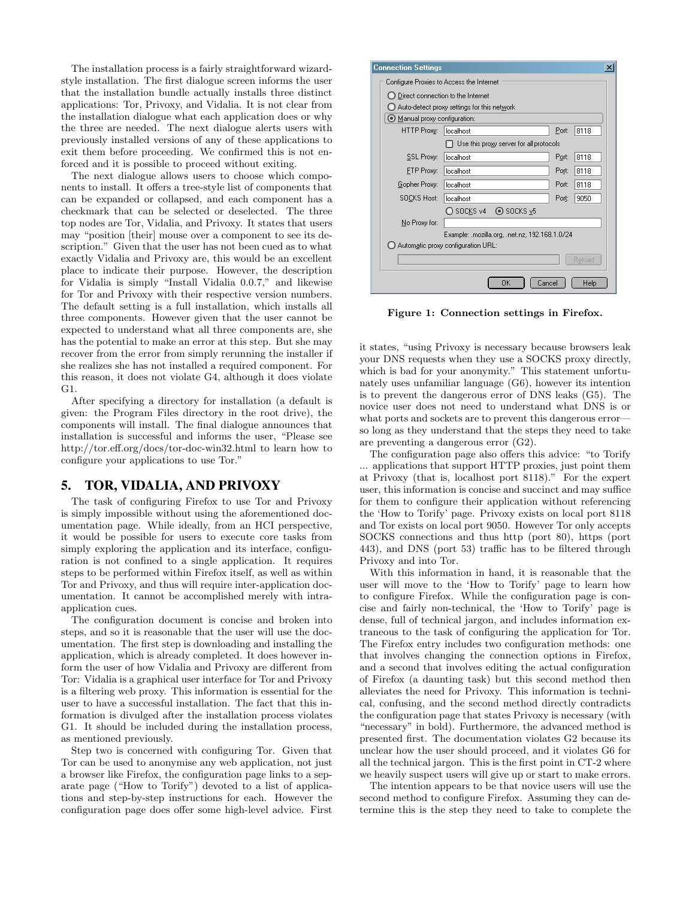The installation process is a fairly straightforward wizard-style installation. The first dialogue screen informs the user that the installation bundle actually installs three distinct applications: Tor, Privoxy, and Vidalia. It is not clear from the installation dialogue what each application does or why the three are needed. The next dialogue alerts users with previously installed versions of any of these applications to exit them before proceeding. We confirmed this is not enforced and it is possible to proceed without exiting.

The next dialogue allows users to choose which components to install. It offers a tree-style list of components that can be expanded or collapsed, and each component has a checkmark that can be selected or deselected. The three top nodes are Tor, Vidalia, and Privoxy. It states that users may "position [their] mouse over a component to see its description." Given that the user has not been cued as to what exactly Vidalia and Privoxy are, this would be an excellent place to indicate their purpose. However, the description for Vidalia is simply "Install Vidalia 0.0.7," and likewise for Tor and Privoxy with their respective version numbers. The default setting is a full installation, which installs all three components. However given that the user cannot be expected to understand what all three components are, she has the potential to make an error at this step. But she may recover from the error from simply rerunning the installer if she realizes she has not installed a required component. For this reason, it does not violate G4, although it does violate G1.

After specifying a directory for installation (a default is given: the Program Files directory in the root drive), the components will install. The final dialogue announces that installation is successful and informs the user, "Please see http://tor.eff.org/docs/tor-doc-win32.html to learn how to configure your applications to use Tor."

## 5. TOR, VIDALIA, AND PRIVOXY

The task of configuring Firefox to use Tor and Privoxy is simply impossible without using the aforementioned documentation page. While ideally, from an HCI perspective, it would be possible for users to execute core tasks from simply exploring the application and its interface, configuration is not confined to a single application. It requires steps to be performed within Firefox itself, as well as within Tor and Privoxy, and thus will require inter-application documentation. It cannot be accomplished merely with intra-application cues.

The configuration document is concise and broken into steps, and so it is reasonable that the user will use the documentation. The first step is downloading and installing the application, which is already completed. It does however inform the user of how Vidalia and Privoxy are different from Tor: Vidalia is a graphical user interface for Tor and Privoxy is a filtering web proxy. This information is essential for the user to have a successful installation. The fact that this information is divulged after the installation process violates G1. It should be included during the installation process, as mentioned previously.

Step two is concerned with configuring Tor. Given that Tor can be used to anonymise any web application, not just a browser like Firefox, the configuration page links to a separate page ("How to Torify") devoted to a list of applications and step-by-step instructions for each. However the configuration page does offer some high-level advice. First

**Figure 1: Connection settings in Firefox.**

it states, "using Privoxy is necessary because browsers leak your DNS requests when they use a SOCKS proxy directly, which is bad for your anonymity." This statement unfortunately uses unfamiliar language (G6), however its intention is to prevent the dangerous error of DNS leaks (G5). The novice user does not need to understand what DNS is or what ports and sockets are to prevent this dangerous error—so long as they understand that the steps they need to take are preventing a dangerous error (G2).

The configuration page also offers this advice: "to Torify ... applications that support HTTP proxies, just point them at Privoxy (that is, localhost port 8118)." For the expert user, this information is concise and succinct and may suffice for them to configure their application without referencing the 'How to Torify' page. Privoxy exists on local port 8118 and Tor exists on local port 9050. However Tor only accepts SOCKS connections and thus http (port 80), https (port 443), and DNS (port 53) traffic has to be filtered through Privoxy and into Tor.

With this information in hand, it is reasonable that the user will move to the 'How to Torify' page to learn how to configure Firefox. While the configuration page is concise and fairly non-technical, the 'How to Torify' page is dense, full of technical jargon, and includes information extraneous to the task of configuring the application for Tor. The Firefox entry includes two configuration methods: one that involves changing the connection options in Firefox, and a second that involves editing the actual configuration of Firefox (a daunting task) but this second method then alleviates the need for Privoxy. This information is technical, confusing, and the second method directly contradicts the configuration page that states Privoxy is necessary (with "necessary" in bold). Furthermore, the advanced method is presented first. The documentation violates G2 because its unclear how the user should proceed, and it violates G6 for all the technical jargon. This is the first point in CT-2 where we heavily suspect users will give up or start to make errors.

The intention appears to be that novice users will use the second method to configure Firefox. Assuming they can determine this is the step they need to take to complete the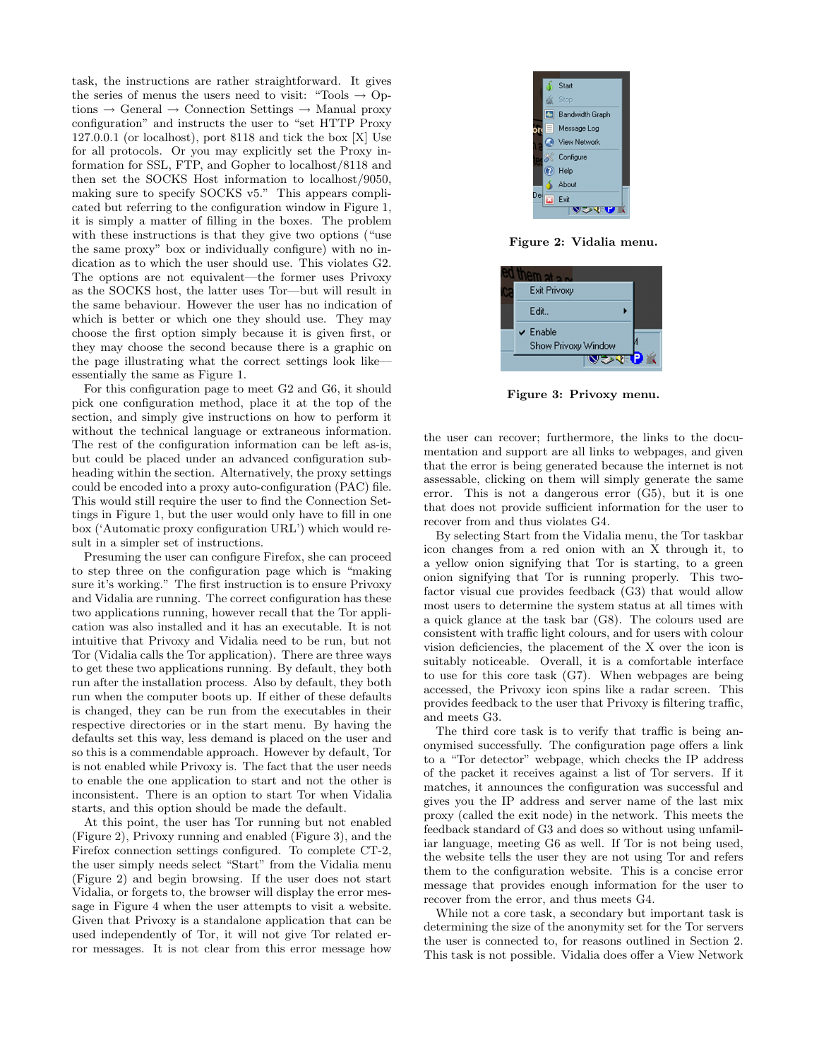task, the instructions are rather straightforward. It gives the series of menus the users need to visit: "Tools → Options → General → Connection Settings → Manual proxy configuration" and instructs the user to "set HTTP Proxy 127.0.0.1 (or localhost), port 8118 and tick the box [X] Use for all protocols. Or you may explicitly set the Proxy information for SSL, FTP, and Gopher to localhost/8118 and then set the SOCKS Host information to localhost/9050, making sure to specify SOCKS v5." This appears complicated but referring to the configuration window in Figure 1, it is simply a matter of filling in the boxes. The problem with these instructions is that they give two options ("use the same proxy" box or individually configure) with no indication as to which the user should use. This violates G2. The options are not equivalent—the former uses Privoxy as the SOCKS host, the latter uses Tor—but will result in the same behaviour. However the user has no indication of which is better or which one they should use. They may choose the first option simply because it is given first, or they may choose the second because there is a graphic on the page illustrating what the correct settings look like—essentially the same as Figure 1.

For this configuration page to meet G2 and G6, it should pick one configuration method, place it at the top of the section, and simply give instructions on how to perform it without the technical language or extraneous information. The rest of the configuration information can be left as-is, but could be placed under an advanced configuration subheading within the section. Alternatively, the proxy settings could be encoded into a proxy auto-configuration (PAC) file. This would still require the user to find the Connection Settings in Figure 1, but the user would only have to fill in one box ('Automatic proxy configuration URL') which would result in a simpler set of instructions.

Presuming the user can configure Firefox, she can proceed to step three on the configuration page which is "making sure it's working." The first instruction is to ensure Privoxy and Vidalia are running. The correct configuration has these two applications running, however recall that the Tor application was also installed and it has an executable. It is not intuitive that Privoxy and Vidalia need to be run, but not Tor (Vidalia calls the Tor application). There are three ways to get these two applications running. By default, they both run after the installation process. Also by default, they both run when the computer boots up. If either of these defaults is changed, they can be run from the executables in their respective directories or in the start menu. By having the defaults set this way, less demand is placed on the user and so this is a commendable approach. However by default, Tor is not enabled while Privoxy is. The fact that the user needs to enable the one application to start and not the other is inconsistent. There is an option to start Tor when Vidalia starts, and this option should be made the default.

At this point, the user has Tor running but not enabled (Figure 2), Privoxy running and enabled (Figure 3), and the Firefox connection settings configured. To complete CT-2, the user simply needs select "Start" from the Vidalia menu (Figure 2) and begin browsing. If the user does not start Vidalia, or forgets to, the browser will display the error message in Figure 4 when the user attempts to visit a website. Given that Privoxy is a standalone application that can be used independently of Tor, it will not give Tor related error messages. It is not clear from this error message how

**Figure 2: Vidalia menu.**

**Figure 3: Privoxy menu.**

the user can recover; furthermore, the links to the documentation and support are all links to webpages, and given that the error is being generated because the internet is not assessable, clicking on them will simply generate the same error. This is not a dangerous error (G5), but it is one that does not provide sufficient information for the user to recover from and thus violates G4.

By selecting Start from the Vidalia menu, the Tor taskbar icon changes from a red onion with an X through it, to a yellow onion signifying that Tor is starting, to a green onion signifying that Tor is running properly. This two-factor visual cue provides feedback (G3) that would allow most users to determine the system status at all times with a quick glance at the task bar (G8). The colours used are consistent with traffic light colours, and for users with colour vision deficiencies, the placement of the X over the icon is suitably noticeable. Overall, it is a comfortable interface to use for this core task (G7). When webpages are being accessed, the Privoxy icon spins like a radar screen. This provides feedback to the user that Privoxy is filtering traffic, and meets G3.

The third core task is to verify that traffic is being anonymised successfully. The configuration page offers a link to a "Tor detector" webpage, which checks the IP address of the packet it receives against a list of Tor servers. If it matches, it announces the configuration was successful and gives you the IP address and server name of the last mix proxy (called the exit node) in the network. This meets the feedback standard of G3 and does so without using unfamiliar language, meeting G6 as well. If Tor is not being used, the website tells the user they are not using Tor and refers them to the configuration website. This is a concise error message that provides enough information for the user to recover from the error, and thus meets G4.

While not a core task, a secondary but important task is determining the size of the anonymity set for the Tor servers the user is connected to, for reasons outlined in Section 2. This task is not possible. Vidalia does offer a View Network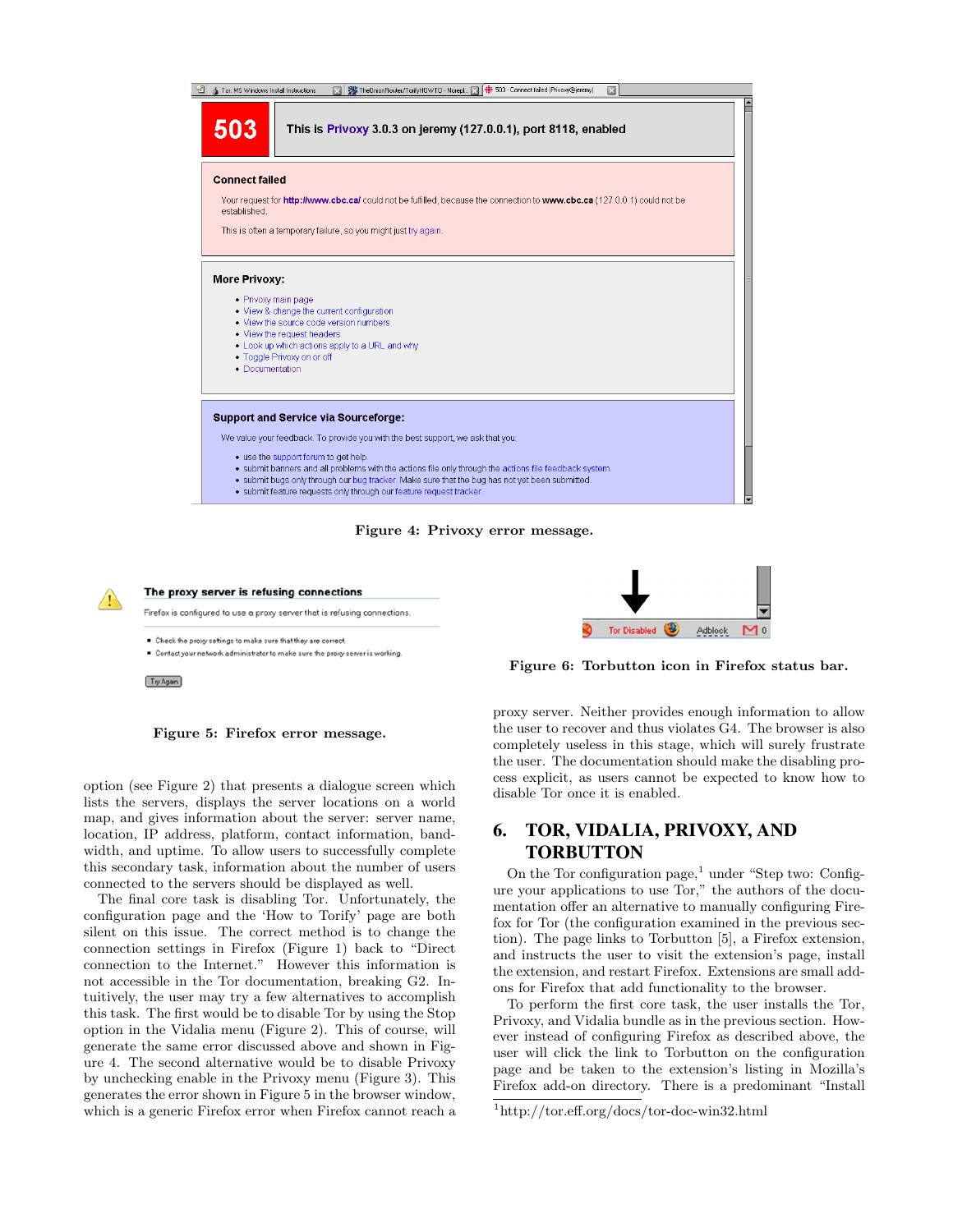Figure 4: Privoxy error message.

Figure 5: Firefox error message.

Figure 6: Torbutton icon in Firefox status bar.

option (see Figure 2) that presents a dialogue screen which lists the servers, displays the server locations on a world map, and gives information about the server: server name, location, IP address, contact information, platform, bandwidth, and uptime. To allow users to successfully complete this secondary task, information about the number of users connected to the servers should be displayed as well.

The final core task is disabling Tor. Unfortunately, the configuration page and the 'How to Torify' page are both silent on this issue. The correct method is to change the connection settings in Firefox (Figure 1) back to "Direct connection to the Internet." However this information is not accessible in the Tor documentation, breaking G2. Intuitively, the user may try a few alternatives to accomplish this task. The first would be to disable Tor by using the Stop option in the Vidalia menu (Figure 2). This of course, will generate the same error discussed above and shown in Figure 4. The second alternative would be to disable Privoxy by unchecking enable in the Privoxy menu (Figure 3). This generates the error shown in Figure 5 in the browser window, which is a generic Firefox error when Firefox cannot reach a proxy server. Neither provides enough information to allow the user to recover and thus violates G4. The browser is also completely useless in this stage, which will surely frustrate the user. The documentation should make the disabling process explicit, as users cannot be expected to know how to disable Tor once it is enabled.

## 6. TOR, VIDALIA, PRIVOXY, AND TORBUTTON

On the Tor configuration page,[1] under "Step two: Configure your applications to use Tor," the authors of the documentation offer an alternative to manually configuring Firefox for Tor (the configuration examined in the previous section). The page links to Torbutton [5], a Firefox extension, and instructs the user to visit the extension's page, install the extension, and restart Firefox. Extensions are small add-ons for Firefox that add functionality to the browser.

To perform the first core task, the user installs the Tor, Privoxy, and Vidalia bundle as in the previous section. However instead of configuring Firefox as described above, the user will click the link to Torbutton on the configuration page and be taken to the extension's listing in Mozilla's Firefox add-on directory. There is a predominant "Install

[1] http://tor.eff.org/docs/tor-doc-win32.html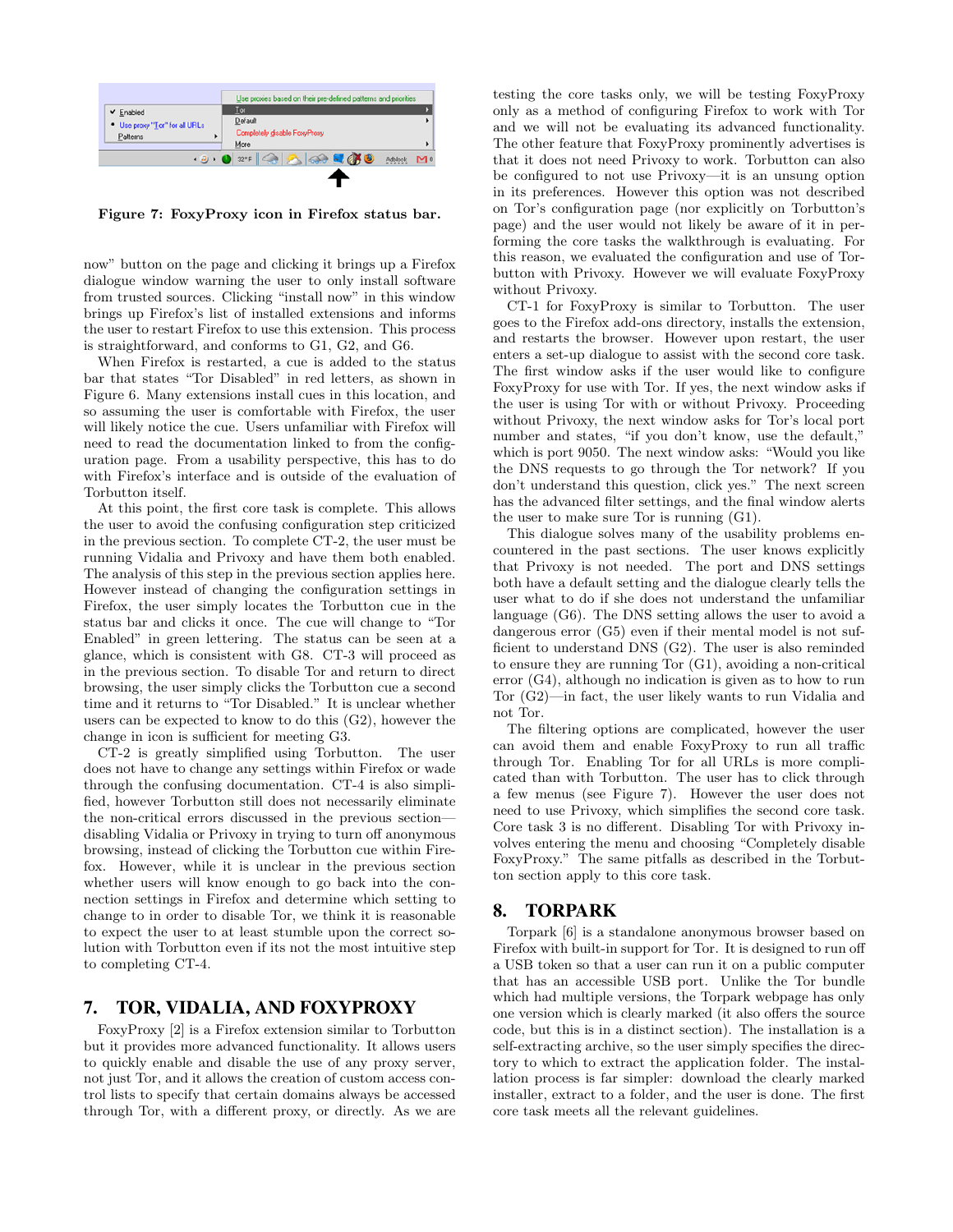Figure 7: FoxyProxy icon in Firefox status bar.

now" button on the page and clicking it brings up a Firefox dialogue window warning the user to only install software from trusted sources. Clicking "install now" in this window brings up Firefox's list of installed extensions and informs the user to restart Firefox to use this extension. This process is straightforward, and conforms to G1, G2, and G6.

When Firefox is restarted, a cue is added to the status bar that states "Tor Disabled" in red letters, as shown in Figure 6. Many extensions install cues in this location, and so assuming the user is comfortable with Firefox, the user will likely notice the cue. Users unfamiliar with Firefox will need to read the documentation linked to from the configuration page. From a usability perspective, this has to do with Firefox's interface and is outside of the evaluation of Torbutton itself.

At this point, the first core task is complete. This allows the user to avoid the confusing configuration step criticized in the previous section. To complete CT-2, the user must be running Vidalia and Privoxy and have them both enabled. The analysis of this step in the previous section applies here. However instead of changing the configuration settings in Firefox, the user simply locates the Torbutton cue in the status bar and clicks it once. The cue will change to "Tor Enabled" in green lettering. The status can be seen at a glance, which is consistent with G8. CT-3 will proceed as in the previous section. To disable Tor and return to direct browsing, the user simply clicks the Torbutton cue a second time and it returns to "Tor Disabled." It is unclear whether users can be expected to know to do this (G2), however the change in icon is sufficient for meeting G3.

CT-2 is greatly simplified using Torbutton. The user does not have to change any settings within Firefox or wade through the confusing documentation. CT-4 is also simplified, however Torbutton still does not necessarily eliminate the non-critical errors discussed in the previous section—disabling Vidalia or Privoxy in trying to turn off anonymous browsing, instead of clicking the Torbutton cue within Firefox. However, while it is unclear in the previous section whether users will know enough to go back into the connection settings in Firefox and determine which setting to change to in order to disable Tor, we think it is reasonable to expect the user to at least stumble upon the correct solution with Torbutton even if its not the most intuitive step to completing CT-4.

## 7. TOR, VIDALIA, AND FOXYPROXY

FoxyProxy [2] is a Firefox extension similar to Torbutton but it provides more advanced functionality. It allows users to quickly enable and disable the use of any proxy server, not just Tor, and it allows the creation of custom access control lists to specify that certain domains always be accessed through Tor, with a different proxy, or directly. As we are testing the core tasks only, we will be testing FoxyProxy only as a method of configuring Firefox to work with Tor and we will not be evaluating its advanced functionality. The other feature that FoxyProxy prominently advertises is that it does not need Privoxy to work. Torbutton can also be configured to not use Privoxy—it is an unsung option in its preferences. However this option was not described on Tor's configuration page (nor explicitly on Torbutton's page) and the user would not likely be aware of it in performing the core tasks the walkthrough is evaluating. For this reason, we evaluated the configuration and use of Torbutton with Privoxy. However we will evaluate FoxyProxy without Privoxy.

CT-1 for FoxyProxy is similar to Torbutton. The user goes to the Firefox add-ons directory, installs the extension, and restarts the browser. However upon restart, the user enters a set-up dialogue to assist with the second core task. The first window asks if the user would like to configure FoxyProxy for use with Tor. If yes, the next window asks if the user is using Tor with or without Privoxy. Proceeding without Privoxy, the next window asks for Tor's local port number and states, "if you don't know, use the default," which is port 9050. The next window asks: "Would you like the DNS requests to go through the Tor network? If you don't understand this question, click yes." The next screen has the advanced filter settings, and the final window alerts the user to make sure Tor is running (G1).

This dialogue solves many of the usability problems encountered in the past sections. The user knows explicitly that Privoxy is not needed. The port and DNS settings both have a default setting and the dialogue clearly tells the user what to do if she does not understand the unfamiliar language (G6). The DNS setting allows the user to avoid a dangerous error (G5) even if their mental model is not sufficient to understand DNS (G2). The user is also reminded to ensure they are running Tor (G1), avoiding a non-critical error (G4), although no indication is given as to how to run Tor (G2)—in fact, the user likely wants to run Vidalia and not Tor.

The filtering options are complicated, however the user can avoid them and enable FoxyProxy to run all traffic through Tor. Enabling Tor for all URLs is more complicated than with Torbutton. The user has to click through a few menus (see Figure 7). However the user does not need to use Privoxy, which simplifies the second core task. Core task 3 is no different. Disabling Tor with Privoxy involves entering the menu and choosing "Completely disable FoxyProxy." The same pitfalls as described in the Torbutton section apply to this core task.

## 8. TORPARK

Torpark [6] is a standalone anonymous browser based on Firefox with built-in support for Tor. It is designed to run off a USB token so that a user can run it on a public computer that has an accessible USB port. Unlike the Tor bundle which had multiple versions, the Torpark webpage has only one version which is clearly marked (it also offers the source code, but this is in a distinct section). The installation is a self-extracting archive, so the user simply specifies the directory to which to extract the application folder. The installation process is far simpler: download the clearly marked installer, extract to a folder, and the user is done. The first core task meets all the relevant guidelines.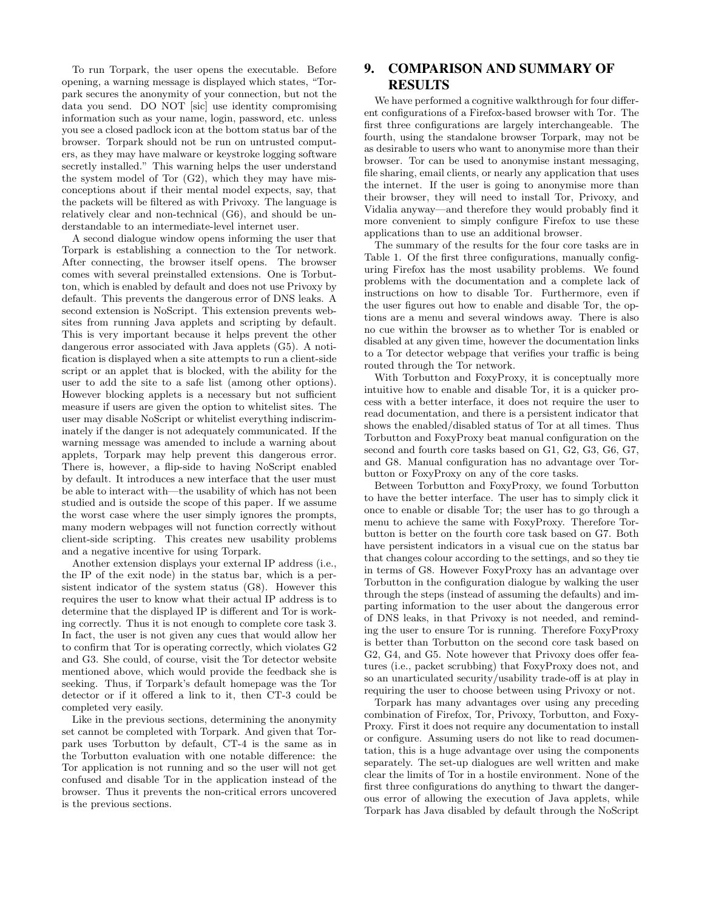To run Torpark, the user opens the executable. Before opening, a warning message is displayed which states, "Torpark secures the anonymity of your connection, but not the data you send. DO NOT [sic] use identity compromising information such as your name, login, password, etc. unless you see a closed padlock icon at the bottom status bar of the browser. Torpark should not be run on untrusted computers, as they may have malware or keystroke logging software secretly installed." This warning helps the user understand the system model of Tor (G2), which they may have misconceptions about if their mental model expects, say, that the packets will be filtered as with Privoxy. The language is relatively clear and non-technical (G6), and should be understandable to an intermediate-level internet user.

A second dialogue window opens informing the user that Torpark is establishing a connection to the Tor network. After connecting, the browser itself opens. The browser comes with several preinstalled extensions. One is Torbutton, which is enabled by default and does not use Privoxy by default. This prevents the dangerous error of DNS leaks. A second extension is NoScript. This extension prevents websites from running Java applets and scripting by default. This is very important because it helps prevent the other dangerous error associated with Java applets (G5). A notification is displayed when a site attempts to run a client-side script or an applet that is blocked, with the ability for the user to add the site to a safe list (among other options). However blocking applets is a necessary but not sufficient measure if users are given the option to whitelist sites. The user may disable NoScript or whitelist everything indiscriminately if the danger is not adequately communicated. If the warning message was amended to include a warning about applets, Torpark may help prevent this dangerous error. There is, however, a flip-side to having NoScript enabled by default. It introduces a new interface that the user must be able to interact with—the usability of which has not been studied and is outside the scope of this paper. If we assume the worst case where the user simply ignores the prompts, many modern webpages will not function correctly without client-side scripting. This creates new usability problems and a negative incentive for using Torpark.

Another extension displays your external IP address (i.e., the IP of the exit node) in the status bar, which is a persistent indicator of the system status (G8). However this requires the user to know what their actual IP address is to determine that the displayed IP is different and Tor is working correctly. Thus it is not enough to complete core task 3. In fact, the user is not given any cues that would allow her to confirm that Tor is operating correctly, which violates G2 and G3. She could, of course, visit the Tor detector website mentioned above, which would provide the feedback she is seeking. Thus, if Torpark's default homepage was the Tor detector or if it offered a link to it, then CT-3 could be completed very easily.

Like in the previous sections, determining the anonymity set cannot be completed with Torpark. And given that Torpark uses Torbutton by default, CT-4 is the same as in the Torbutton evaluation with one notable difference: the Tor application is not running and so the user will not get confused and disable Tor in the application instead of the browser. Thus it prevents the non-critical errors uncovered is the previous sections.

# 9. COMPARISON AND SUMMARY OF RESULTS

We have performed a cognitive walkthrough for four different configurations of a Firefox-based browser with Tor. The first three configurations are largely interchangeable. The fourth, using the standalone browser Torpark, may not be as desirable to users who want to anonymise more than their browser. Tor can be used to anonymise instant messaging, file sharing, email clients, or nearly any application that uses the internet. If the user is going to anonymise more than their browser, they will need to install Tor, Privoxy, and Vidalia anyway—and therefore they would probably find it more convenient to simply configure Firefox to use these applications than to use an additional browser.

The summary of the results for the four core tasks are in Table 1. Of the first three configurations, manually configuring Firefox has the most usability problems. We found problems with the documentation and a complete lack of instructions on how to disable Tor. Furthermore, even if the user figures out how to enable and disable Tor, the options are a menu and several windows away. There is also no cue within the browser as to whether Tor is enabled or disabled at any given time, however the documentation links to a Tor detector webpage that verifies your traffic is being routed through the Tor network.

With Torbutton and FoxyProxy, it is conceptually more intuitive how to enable and disable Tor, it is a quicker process with a better interface, it does not require the user to read documentation, and there is a persistent indicator that shows the enabled/disabled status of Tor at all times. Thus Torbutton and FoxyProxy beat manual configuration on the second and fourth core tasks based on G1, G2, G3, G6, G7, and G8. Manual configuration has no advantage over Torbutton or FoxyProxy on any of the core tasks.

Between Torbutton and FoxyProxy, we found Torbutton to have the better interface. The user has to simply click it once to enable or disable Tor; the user has to go through a menu to achieve the same with FoxyProxy. Therefore Torbutton is better on the fourth core task based on G7. Both have persistent indicators in a visual cue on the status bar that changes colour according to the settings, and so they tie in terms of G8. However FoxyProxy has an advantage over Torbutton in the configuration dialogue by walking the user through the steps (instead of assuming the defaults) and imparting information to the user about the dangerous error of DNS leaks, in that Privoxy is not needed, and reminding the user to ensure Tor is running. Therefore FoxyProxy is better than Torbutton on the second core task based on G2, G4, and G5. Note however that Privoxy does offer features (i.e., packet scrubbing) that FoxyProxy does not, and so an unarticulated security/usability trade-off is at play in requiring the user to choose between using Privoxy or not.

Torpark has many advantages over using any preceding combination of Firefox, Tor, Privoxy, Torbutton, and FoxyProxy. First it does not require any documentation to install or configure. Assuming users do not like to read documentation, this is a huge advantage over using the components separately. The set-up dialogues are well written and make clear the limits of Tor in a hostile environment. None of the first three configurations do anything to thwart the dangerous error of allowing the execution of Java applets, while Torpark has Java disabled by default through the NoScript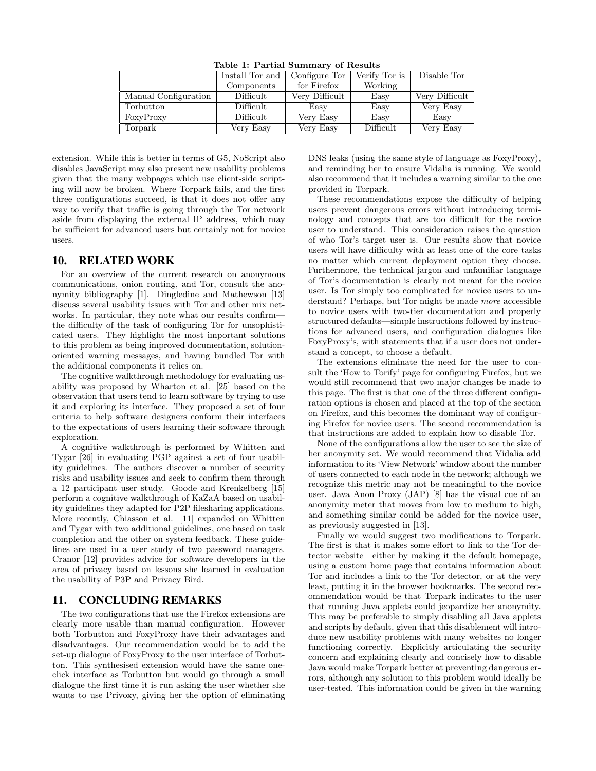**Table 1: Partial Summary of Results**

| | Install Tor and Components | Configure Tor for Firefox | Verify Tor is Working | Disable Tor |
|---|---|---|---|---|
| Manual Configuration | Difficult | Very Difficult | Easy | Very Difficult |
| Torbutton | Difficult | Easy | Easy | Very Easy |
| FoxyProxy | Difficult | Very Easy | Easy | Easy |
| Torpark | Very Easy | Very Easy | Difficult | Very Easy |

extension. While this is better in terms of G5, NoScript also disables JavaScript may also present new usability problems given that the many webpages which use client-side scripting will now be broken. Where Torpark fails, and the first three configurations succeed, is that it does not offer any way to verify that traffic is going through the Tor network aside from displaying the external IP address, which may be sufficient for advanced users but certainly not for novice users.

## 10. RELATED WORK

For an overview of the current research on anonymous communications, onion routing, and Tor, consult the anonymity bibliography [1]. Dingledine and Mathewson [13] discuss several usability issues with Tor and other mix networks. In particular, they note what our results confirm—the difficulty of the task of configuring Tor for unsophisticated users. They highlight the most important solutions to this problem as being improved documentation, solution-oriented warning messages, and having bundled Tor with the additional components it relies on.

The cognitive walkthrough methodology for evaluating usability was proposed by Wharton et al. [25] based on the observation that users tend to learn software by trying to use it and exploring its interface. They proposed a set of four criteria to help software designers conform their interfaces to the expectations of users learning their software through exploration.

A cognitive walkthrough is performed by Whitten and Tygar [26] in evaluating PGP against a set of four usability guidelines. The authors discover a number of security risks and usability issues and seek to confirm them through a 12 participant user study. Goode and Krenkelberg [15] perform a cognitive walkthrough of KaZaA based on usability guidelines they adapted for P2P filesharing applications. More recently, Chiasson et al. [11] expanded on Whitten and Tygar with two additional guidelines, one based on task completion and the other on system feedback. These guidelines are used in a user study of two password managers. Cranor [12] provides advice for software developers in the area of privacy based on lessons she learned in evaluation the usability of P3P and Privacy Bird.

## 11. CONCLUDING REMARKS

The two configurations that use the Firefox extensions are clearly more usable than manual configuration. However both Torbutton and FoxyProxy have their advantages and disadvantages. Our recommendation would be to add the set-up dialogue of FoxyProxy to the user interface of Torbutton. This synthesised extension would have the same one-click interface as Torbutton but would go through a small dialogue the first time it is run asking the user whether she wants to use Privoxy, giving her the option of eliminating DNS leaks (using the same style of language as FoxyProxy), and reminding her to ensure Vidalia is running. We would also recommend that it includes a warning similar to the one provided in Torpark.

These recommendations expose the difficulty of helping users prevent dangerous errors without introducing terminology and concepts that are too difficult for the novice user to understand. This consideration raises the question of who Tor's target user is. Our results show that novice users will have difficulty with at least one of the core tasks no matter which current deployment option they choose. Furthermore, the technical jargon and unfamiliar language of Tor's documentation is clearly not meant for the novice user. Is Tor simply too complicated for novice users to understand? Perhaps, but Tor might be made *more* accessible to novice users with two-tier documentation and properly structured defaults—simple instructions followed by instructions for advanced users, and configuration dialogues like FoxyProxy's, with statements that if a user does not understand a concept, to choose a default.

The extensions eliminate the need for the user to consult the 'How to Torify' page for configuring Firefox, but we would still recommend that two major changes be made to this page. The first is that one of the three different configuration options is chosen and placed at the top of the section on Firefox, and this becomes the dominant way of configuring Firefox for novice users. The second recommendation is that instructions are added to explain how to disable Tor.

None of the configurations allow the user to see the size of her anonymity set. We would recommend that Vidalia add information to its 'View Network' window about the number of users connected to each node in the network; although we recognize this metric may not be meaningful to the novice user. Java Anon Proxy (JAP) [8] has the visual cue of an anonymity meter that moves from low to medium to high, and something similar could be added for the novice user, as previously suggested in [13].

Finally we would suggest two modifications to Torpark. The first is that it makes some effort to link to the Tor detector website—either by making it the default homepage, using a custom home page that contains information about Tor and includes a link to the Tor detector, or at the very least, putting it in the browser bookmarks. The second recommendation would be that Torpark indicates to the user that running Java applets could jeopardize her anonymity. This may be preferable to simply disabling all Java applets and scripts by default, given that this disablement will introduce new usability problems with many websites no longer functioning correctly. Explicitly articulating the security concern and explaining clearly and concisely how to disable Java would make Torpark better at preventing dangerous errors, although any solution to this problem would ideally be user-tested. This information could be given in the warning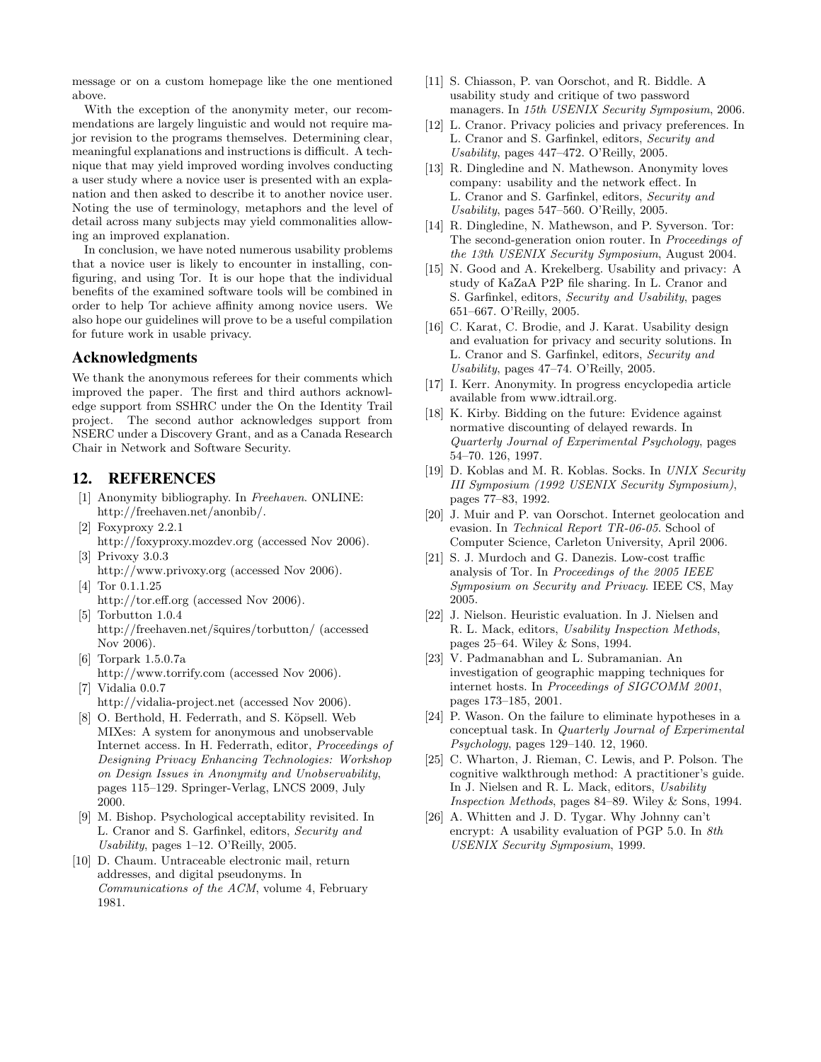message or on a custom homepage like the one mentioned above.

With the exception of the anonymity meter, our recommendations are largely linguistic and would not require major revision to the programs themselves. Determining clear, meaningful explanations and instructions is difficult. A technique that may yield improved wording involves conducting a user study where a novice user is presented with an explanation and then asked to describe it to another novice user. Noting the use of terminology, metaphors and the level of detail across many subjects may yield commonalities allowing an improved explanation.

In conclusion, we have noted numerous usability problems that a novice user is likely to encounter in installing, configuring, and using Tor. It is our hope that the individual benefits of the examined software tools will be combined in order to help Tor achieve affinity among novice users. We also hope our guidelines will prove to be a useful compilation for future work in usable privacy.

## Acknowledgments

We thank the anonymous referees for their comments which improved the paper. The first and third authors acknowledge support from SSHRC under the On the Identity Trail project. The second author acknowledges support from NSERC under a Discovery Grant, and as a Canada Research Chair in Network and Software Security.

## 12. REFERENCES

[1] Anonymity bibliography. In *Freehaven*. ONLINE: http://freehaven.net/anonbib/.

[2] Foxyproxy 2.2.1 http://foxyproxy.mozdev.org (accessed Nov 2006).

[3] Privoxy 3.0.3 http://www.privoxy.org (accessed Nov 2006).

[4] Tor 0.1.1.25 http://tor.eff.org (accessed Nov 2006).

[5] Torbutton 1.0.4 http://freehaven.net/s̃quires/torbutton/ (accessed Nov 2006).

[6] Torpark 1.5.0.7a http://www.torrify.com (accessed Nov 2006).

[7] Vidalia 0.0.7 http://vidalia-project.net (accessed Nov 2006).

[8] O. Berthold, H. Federrath, and S. Köpsell. Web MIXes: A system for anonymous and unobservable Internet access. In H. Federrath, editor, *Proceedings of Designing Privacy Enhancing Technologies: Workshop on Design Issues in Anonymity and Unobservability*, pages 115–129. Springer-Verlag, LNCS 2009, July 2000.

[9] M. Bishop. Psychological acceptability revisited. In L. Cranor and S. Garfinkel, editors, *Security and Usability*, pages 1–12. O'Reilly, 2005.

[10] D. Chaum. Untraceable electronic mail, return addresses, and digital pseudonyms. In *Communications of the ACM*, volume 4, February 1981.

[11] S. Chiasson, P. van Oorschot, and R. Biddle. A usability study and critique of two password managers. In *15th USENIX Security Symposium*, 2006.

[12] L. Cranor. Privacy policies and privacy preferences. In L. Cranor and S. Garfinkel, editors, *Security and Usability*, pages 447–472. O'Reilly, 2005.

[13] R. Dingledine and N. Mathewson. Anonymity loves company: usability and the network effect. In L. Cranor and S. Garfinkel, editors, *Security and Usability*, pages 547–560. O'Reilly, 2005.

[14] R. Dingledine, N. Mathewson, and P. Syverson. Tor: The second-generation onion router. In *Proceedings of the 13th USENIX Security Symposium*, August 2004.

[15] N. Good and A. Krekelberg. Usability and privacy: A study of KaZaA P2P file sharing. In L. Cranor and S. Garfinkel, editors, *Security and Usability*, pages 651–667. O'Reilly, 2005.

[16] C. Karat, C. Brodie, and J. Karat. Usability design and evaluation for privacy and security solutions. In L. Cranor and S. Garfinkel, editors, *Security and Usability*, pages 47–74. O'Reilly, 2005.

[17] I. Kerr. Anonymity. In progress encyclopedia article available from www.idtrail.org.

[18] K. Kirby. Bidding on the future: Evidence against normative discounting of delayed rewards. In *Quarterly Journal of Experimental Psychology*, pages 54–70. 126, 1997.

[19] D. Koblas and M. R. Koblas. Socks. In *UNIX Security III Symposium (1992 USENIX Security Symposium)*, pages 77–83, 1992.

[20] J. Muir and P. van Oorschot. Internet geolocation and evasion. In *Technical Report TR-06-05*. School of Computer Science, Carleton University, April 2006.

[21] S. J. Murdoch and G. Danezis. Low-cost traffic analysis of Tor. In *Proceedings of the 2005 IEEE Symposium on Security and Privacy*. IEEE CS, May 2005.

[22] J. Nielson. Heuristic evaluation. In J. Nielsen and R. L. Mack, editors, *Usability Inspection Methods*, pages 25–64. Wiley & Sons, 1994.

[23] V. Padmanabhan and L. Subramanian. An investigation of geographic mapping techniques for internet hosts. In *Proceedings of SIGCOMM 2001*, pages 173–185, 2001.

[24] P. Wason. On the failure to eliminate hypotheses in a conceptual task. In *Quarterly Journal of Experimental Psychology*, pages 129–140. 12, 1960.

[25] C. Wharton, J. Rieman, C. Lewis, and P. Polson. The cognitive walkthrough method: A practitioner's guide. In J. Nielsen and R. L. Mack, editors, *Usability Inspection Methods*, pages 84–89. Wiley & Sons, 1994.

[26] A. Whitten and J. D. Tygar. Why Johnny can't encrypt: A usability evaluation of PGP 5.0. In *8th USENIX Security Symposium*, 1999.